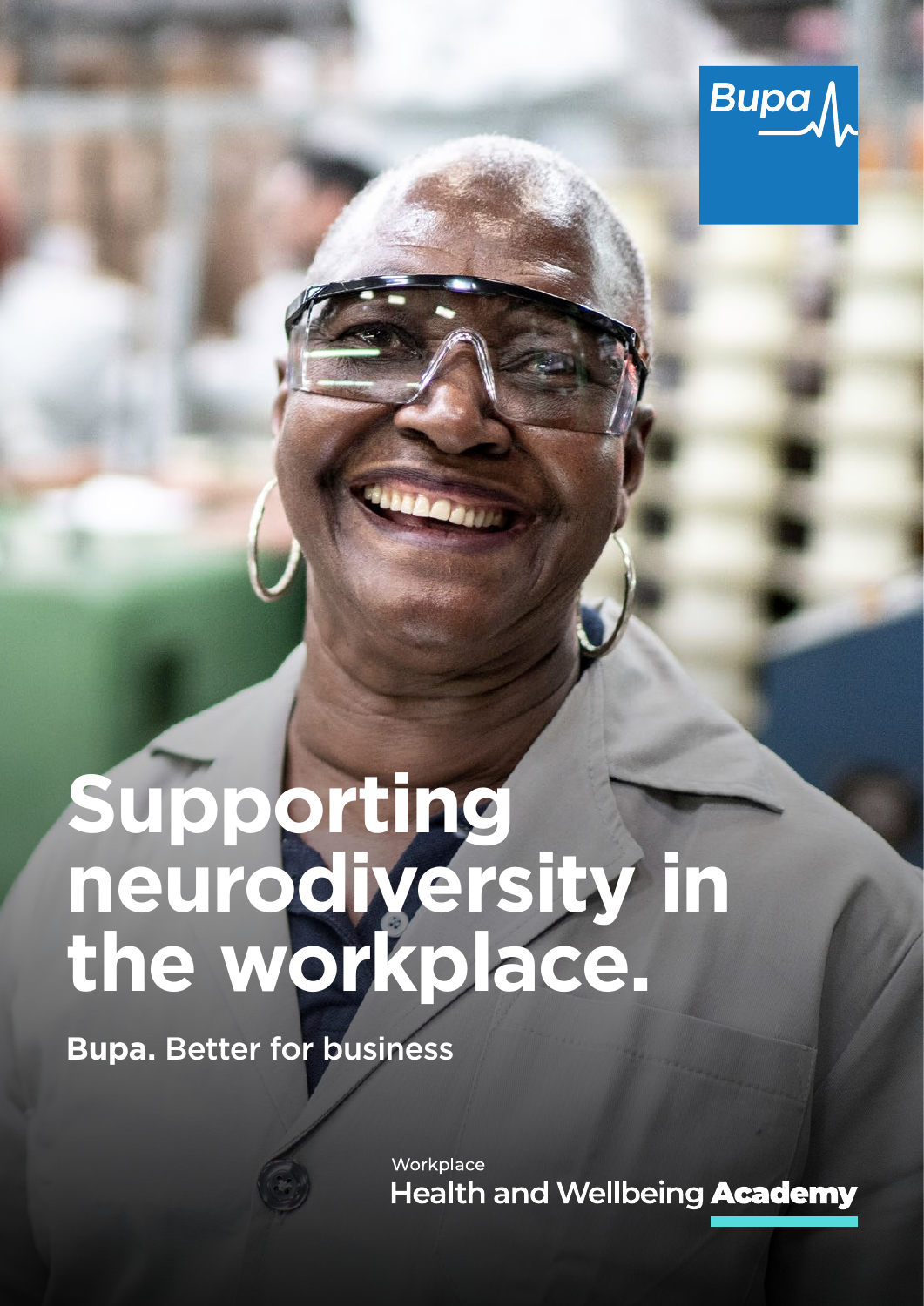Bupa

# Supporting neurodiversity in the workplace.

**Bupa.** Better for business

Workplace
Health and Wellbeing **Academy**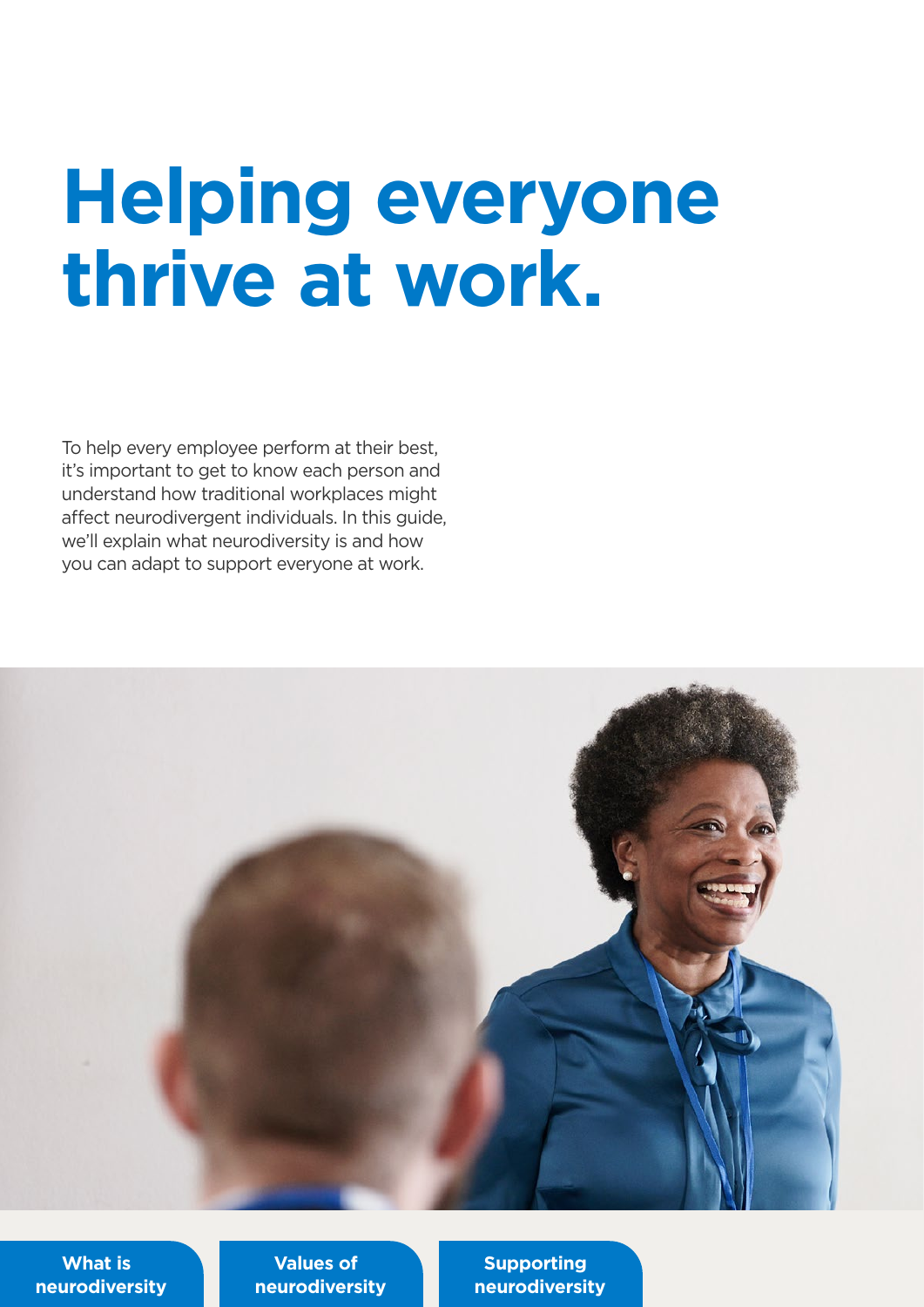# Helping everyone thrive at work.

To help every employee perform at their best, it's important to get to know each person and understand how traditional workplaces might affect neurodivergent individuals. In this guide, we'll explain what neurodiversity is and how you can adapt to support everyone at work.

What is neurodiversity

Values of neurodiversity

Supporting neurodiversity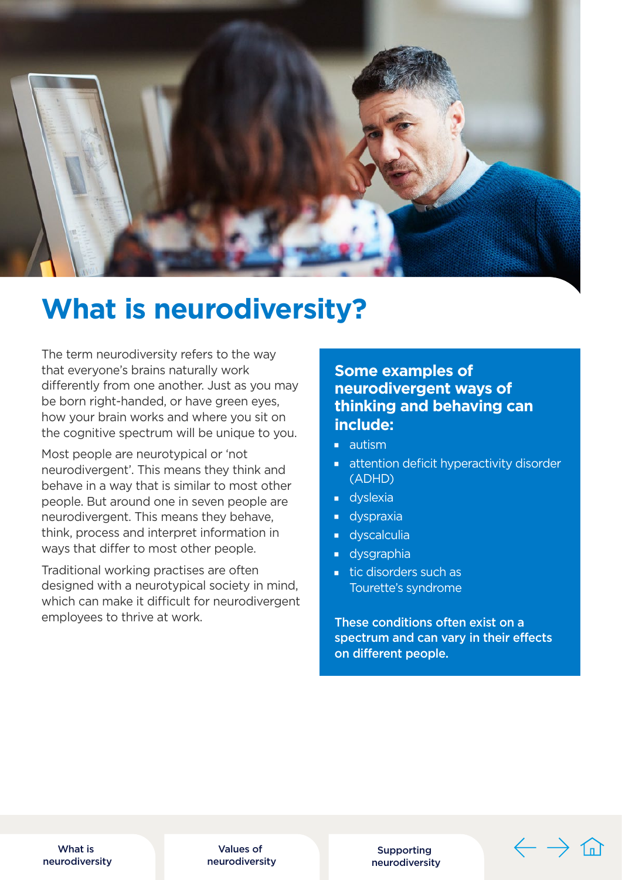# What is neurodiversity?

The term neurodiversity refers to the way that everyone's brains naturally work differently from one another. Just as you may be born right-handed, or have green eyes, how your brain works and where you sit on the cognitive spectrum will be unique to you.

Most people are neurotypical or 'not neurodivergent'. This means they think and behave in a way that is similar to most other people. But around one in seven people are neurodivergent. This means they behave, think, process and interpret information in ways that differ to most other people.

Traditional working practises are often designed with a neurotypical society in mind, which can make it difficult for neurodivergent employees to thrive at work.

## Some examples of neurodivergent ways of thinking and behaving can include:

- autism
- attention deficit hyperactivity disorder (ADHD)
- dyslexia
- dyspraxia
- dyscalculia
- dysgraphia
- tic disorders such as Tourette's syndrome

**These conditions often exist on a spectrum and can vary in their effects on different people.**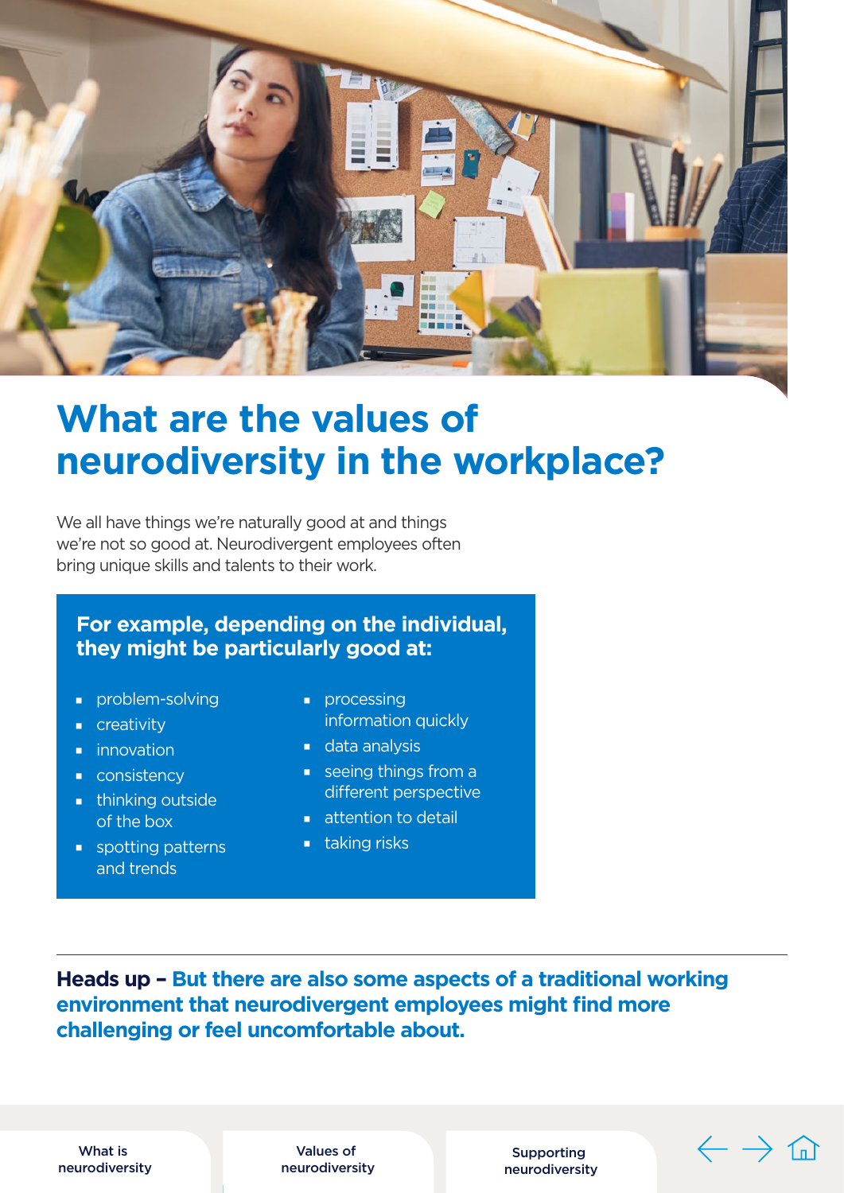# What are the values of neurodiversity in the workplace?

We all have things we're naturally good at and things we're not so good at. Neurodivergent employees often bring unique skills and talents to their work.

**For example, depending on the individual, they might be particularly good at:**

- problem-solving
- creativity
- innovation
- consistency
- thinking outside of the box
- spotting patterns and trends
- processing information quickly
- data analysis
- seeing things from a different perspective
- attention to detail
- taking risks

**Heads up – But there are also some aspects of a traditional working environment that neurodivergent employees might find more challenging or feel uncomfortable about.**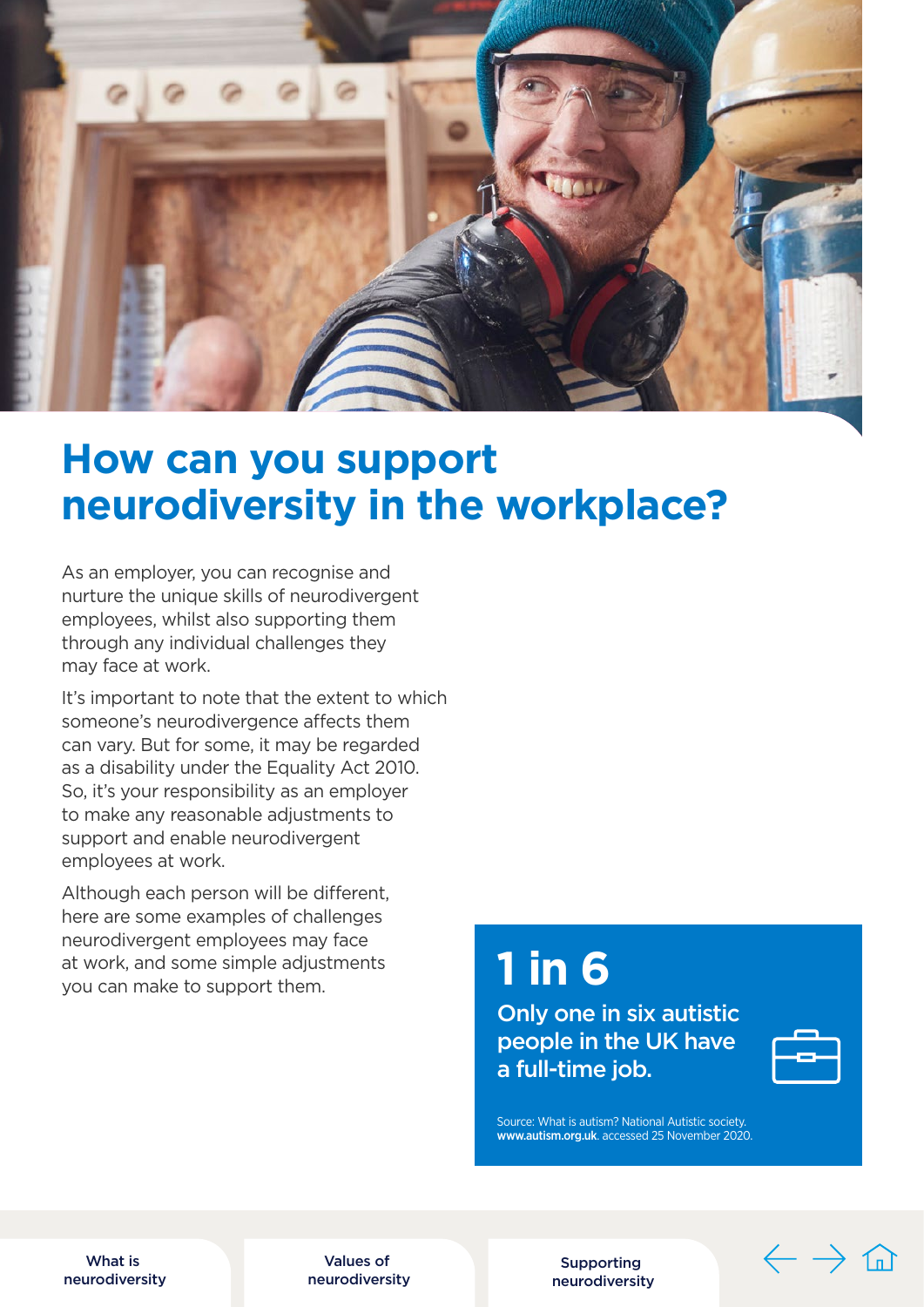# How can you support neurodiversity in the workplace?

As an employer, you can recognise and nurture the unique skills of neurodivergent employees, whilst also supporting them through any individual challenges they may face at work.

It's important to note that the extent to which someone's neurodivergence affects them can vary. But for some, it may be regarded as a disability under the Equality Act 2010. So, it's your responsibility as an employer to make any reasonable adjustments to support and enable neurodivergent employees at work.

Although each person will be different, here are some examples of challenges neurodivergent employees may face at work, and some simple adjustments you can make to support them.

## 1 in 6

**Only one in six autistic people in the UK have a full-time job.**

Source: What is autism? National Autistic society. **www.autism.org.uk**. accessed 25 November 2020.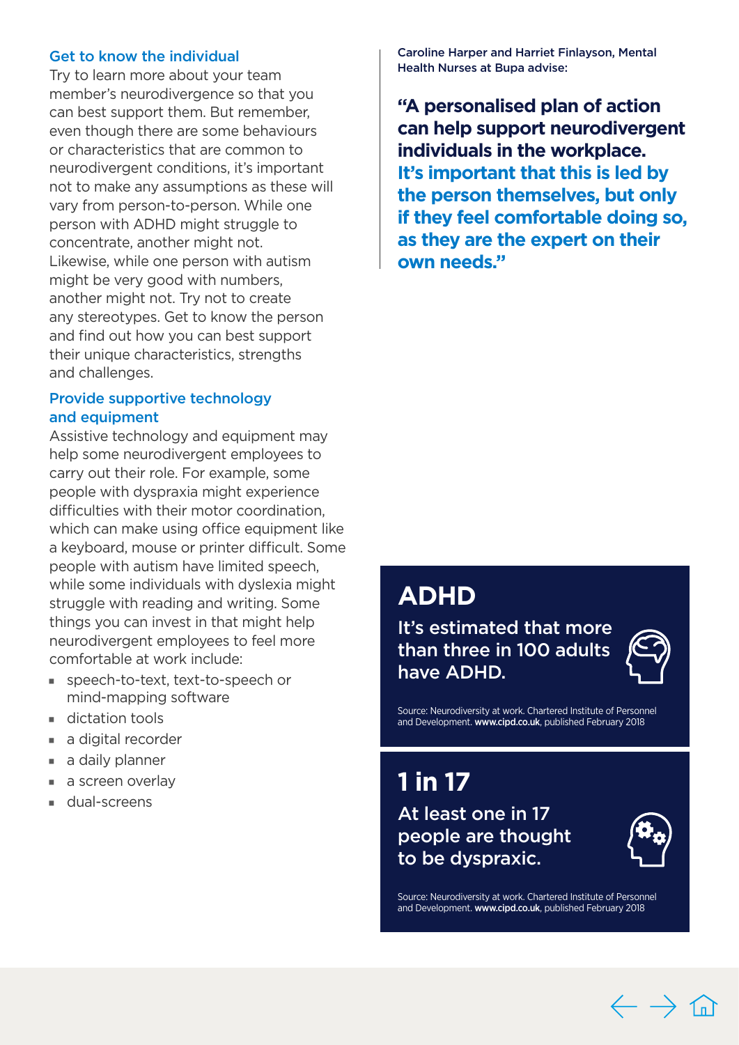### Get to know the individual

Try to learn more about your team member's neurodivergence so that you can best support them. But remember, even though there are some behaviours or characteristics that are common to neurodivergent conditions, it's important not to make any assumptions as these will vary from person-to-person. While one person with ADHD might struggle to concentrate, another might not. Likewise, while one person with autism might be very good with numbers, another might not. Try not to create any stereotypes. Get to know the person and find out how you can best support their unique characteristics, strengths and challenges.

### Provide supportive technology and equipment

Assistive technology and equipment may help some neurodivergent employees to carry out their role. For example, some people with dyspraxia might experience difficulties with their motor coordination, which can make using office equipment like a keyboard, mouse or printer difficult. Some people with autism have limited speech, while some individuals with dyslexia might struggle with reading and writing. Some things you can invest in that might help neurodivergent employees to feel more comfortable at work include:

- speech-to-text, text-to-speech or mind-mapping software
- dictation tools
- a digital recorder
- a daily planner
- a screen overlay
- dual-screens

Caroline Harper and Harriet Finlayson, Mental Health Nurses at Bupa advise:

**"A personalised plan of action can help support neurodivergent individuals in the workplace. It's important that this is led by the person themselves, but only if they feel comfortable doing so, as they are the expert on their own needs."**

## ADHD

It's estimated that more than three in 100 adults have ADHD.

Source: Neurodiversity at work. Chartered Institute of Personnel and Development. **www.cipd.co.uk**, published February 2018

## 1 in 17

At least one in 17 people are thought to be dyspraxic.

Source: Neurodiversity at work. Chartered Institute of Personnel and Development. **www.cipd.co.uk**, published February 2018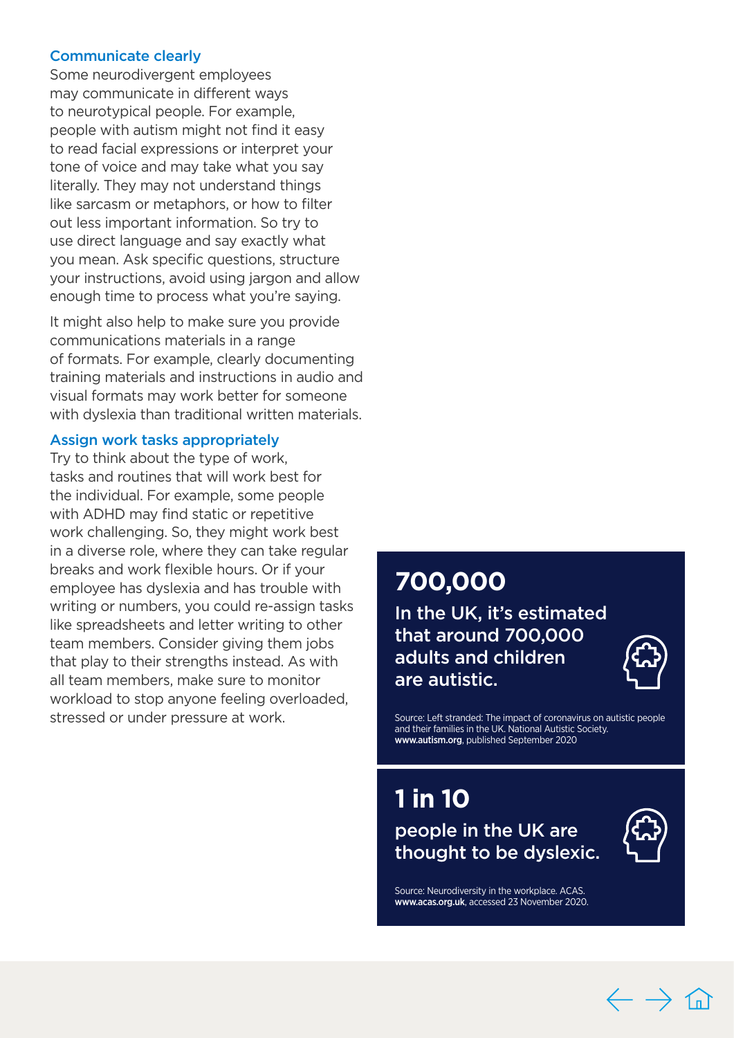### Communicate clearly

Some neurodivergent employees may communicate in different ways to neurotypical people. For example, people with autism might not find it easy to read facial expressions or interpret your tone of voice and may take what you say literally. They may not understand things like sarcasm or metaphors, or how to filter out less important information. So try to use direct language and say exactly what you mean. Ask specific questions, structure your instructions, avoid using jargon and allow enough time to process what you're saying.

It might also help to make sure you provide communications materials in a range of formats. For example, clearly documenting training materials and instructions in audio and visual formats may work better for someone with dyslexia than traditional written materials.

### Assign work tasks appropriately

Try to think about the type of work, tasks and routines that will work best for the individual. For example, some people with ADHD may find static or repetitive work challenging. So, they might work best in a diverse role, where they can take regular breaks and work flexible hours. Or if your employee has dyslexia and has trouble with writing or numbers, you could re-assign tasks like spreadsheets and letter writing to other team members. Consider giving them jobs that play to their strengths instead. As with all team members, make sure to monitor workload to stop anyone feeling overloaded, stressed or under pressure at work.

## 700,000

**In the UK, it's estimated that around 700,000 adults and children are autistic.**

Source: Left stranded: The impact of coronavirus on autistic people and their families in the UK. National Autistic Society. **www.autism.org**, published September 2020

## 1 in 10

**people in the UK are thought to be dyslexic.**

Source: Neurodiversity in the workplace. ACAS. **www.acas.org.uk**, accessed 23 November 2020.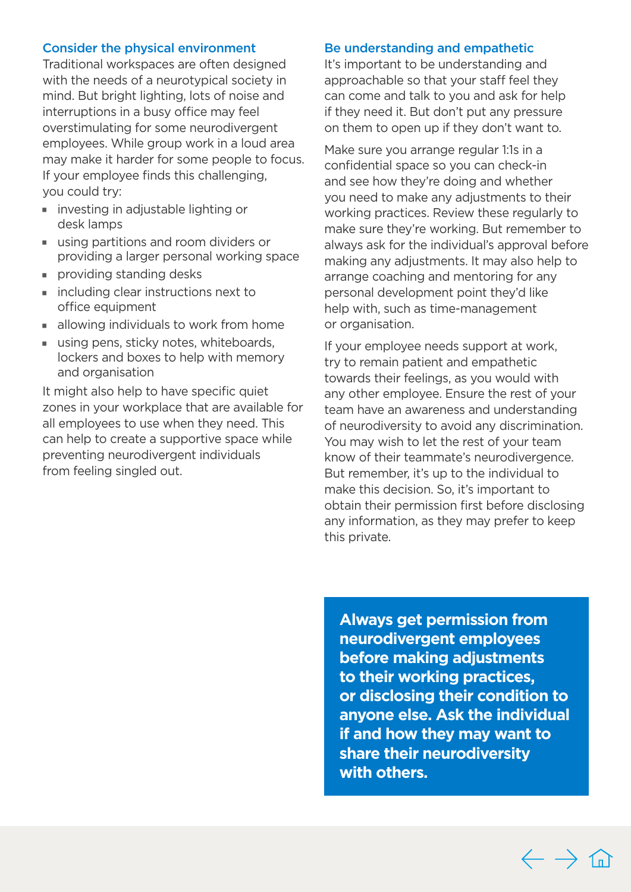### Consider the physical environment

Traditional workspaces are often designed with the needs of a neurotypical society in mind. But bright lighting, lots of noise and interruptions in a busy office may feel overstimulating for some neurodivergent employees. While group work in a loud area may make it harder for some people to focus. If your employee finds this challenging, you could try:

- investing in adjustable lighting or desk lamps
- using partitions and room dividers or providing a larger personal working space
- providing standing desks
- including clear instructions next to office equipment
- allowing individuals to work from home
- using pens, sticky notes, whiteboards, lockers and boxes to help with memory and organisation

It might also help to have specific quiet zones in your workplace that are available for all employees to use when they need. This can help to create a supportive space while preventing neurodivergent individuals from feeling singled out.

### Be understanding and empathetic

It's important to be understanding and approachable so that your staff feel they can come and talk to you and ask for help if they need it. But don't put any pressure on them to open up if they don't want to.

Make sure you arrange regular 1:1s in a confidential space so you can check-in and see how they're doing and whether you need to make any adjustments to their working practices. Review these regularly to make sure they're working. But remember to always ask for the individual's approval before making any adjustments. It may also help to arrange coaching and mentoring for any personal development point they'd like help with, such as time-management or organisation.

If your employee needs support at work, try to remain patient and empathetic towards their feelings, as you would with any other employee. Ensure the rest of your team have an awareness and understanding of neurodiversity to avoid any discrimination. You may wish to let the rest of your team know of their teammate's neurodivergence. But remember, it's up to the individual to make this decision. So, it's important to obtain their permission first before disclosing any information, as they may prefer to keep this private.

**Always get permission from neurodivergent employees before making adjustments to their working practices, or disclosing their condition to anyone else. Ask the individual if and how they may want to share their neurodiversity with others.**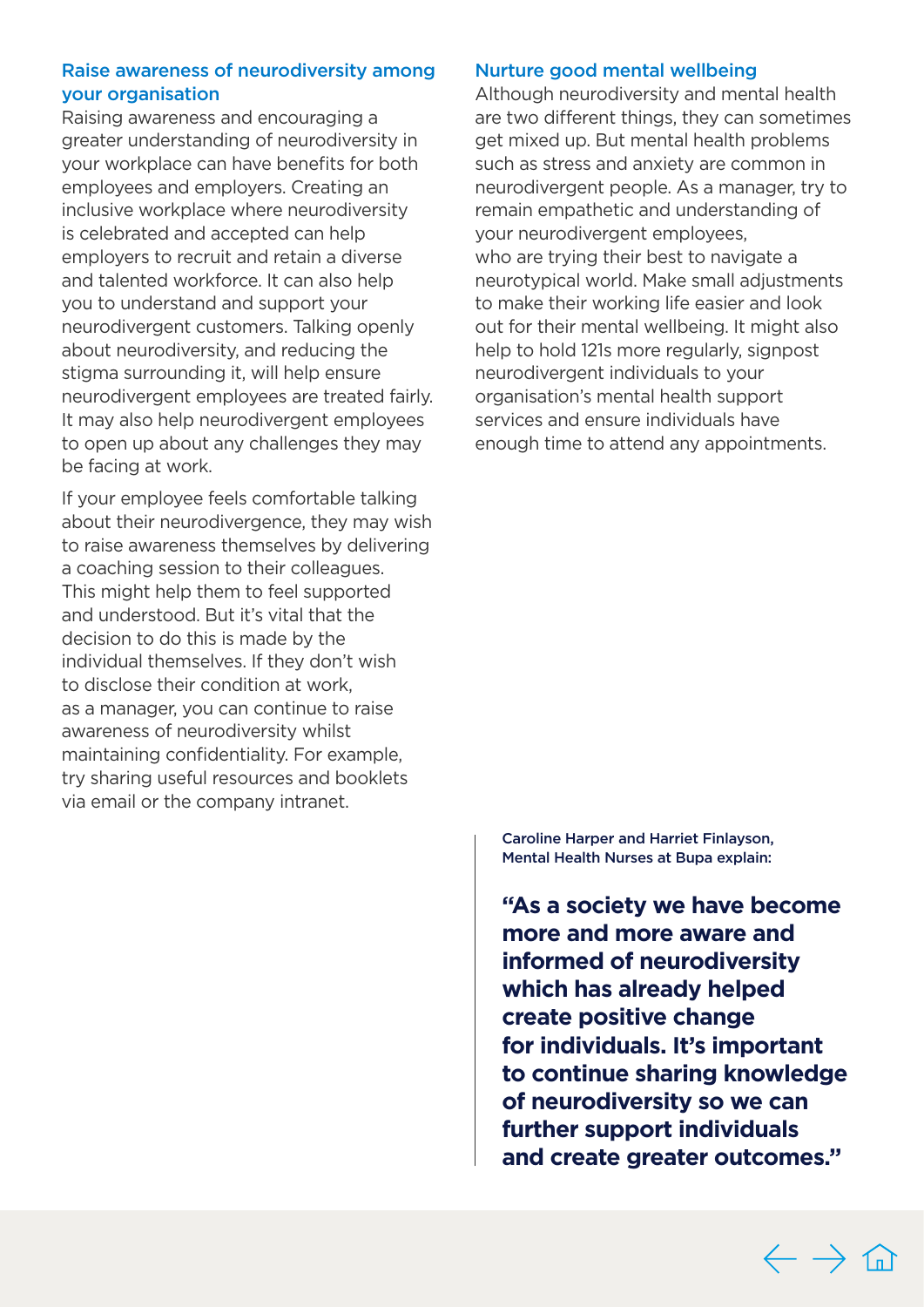### Raise awareness of neurodiversity among your organisation

Raising awareness and encouraging a greater understanding of neurodiversity in your workplace can have benefits for both employees and employers. Creating an inclusive workplace where neurodiversity is celebrated and accepted can help employers to recruit and retain a diverse and talented workforce. It can also help you to understand and support your neurodivergent customers. Talking openly about neurodiversity, and reducing the stigma surrounding it, will help ensure neurodivergent employees are treated fairly. It may also help neurodivergent employees to open up about any challenges they may be facing at work.

If your employee feels comfortable talking about their neurodivergence, they may wish to raise awareness themselves by delivering a coaching session to their colleagues. This might help them to feel supported and understood. But it's vital that the decision to do this is made by the individual themselves. If they don't wish to disclose their condition at work, as a manager, you can continue to raise awareness of neurodiversity whilst maintaining confidentiality. For example, try sharing useful resources and booklets via email or the company intranet.

### Nurture good mental wellbeing

Although neurodiversity and mental health are two different things, they can sometimes get mixed up. But mental health problems such as stress and anxiety are common in neurodivergent people. As a manager, try to remain empathetic and understanding of your neurodivergent employees, who are trying their best to navigate a neurotypical world. Make small adjustments to make their working life easier and look out for their mental wellbeing. It might also help to hold 121s more regularly, signpost neurodivergent individuals to your organisation's mental health support services and ensure individuals have enough time to attend any appointments.

Caroline Harper and Harriet Finlayson, Mental Health Nurses at Bupa explain:

> **"As a society we have become more and more aware and informed of neurodiversity which has already helped create positive change for individuals. It's important to continue sharing knowledge of neurodiversity so we can further support individuals and create greater outcomes."**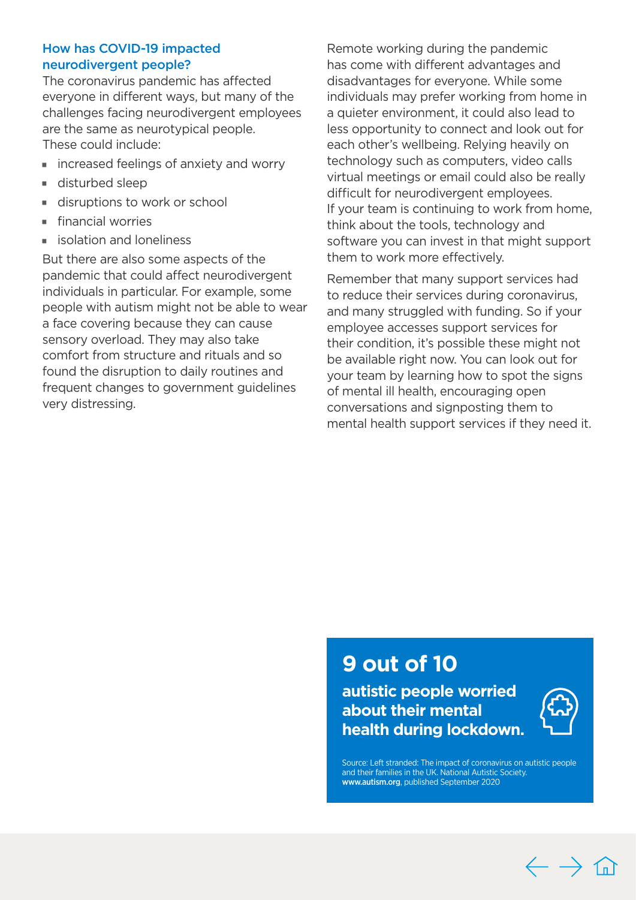## How has COVID-19 impacted neurodivergent people?

The coronavirus pandemic has affected everyone in different ways, but many of the challenges facing neurodivergent employees are the same as neurotypical people. These could include:

- increased feelings of anxiety and worry
- disturbed sleep
- disruptions to work or school
- financial worries
- isolation and loneliness

But there are also some aspects of the pandemic that could affect neurodivergent individuals in particular. For example, some people with autism might not be able to wear a face covering because they can cause sensory overload. They may also take comfort from structure and rituals and so found the disruption to daily routines and frequent changes to government guidelines very distressing.

Remote working during the pandemic has come with different advantages and disadvantages for everyone. While some individuals may prefer working from home in a quieter environment, it could also lead to less opportunity to connect and look out for each other's wellbeing. Relying heavily on technology such as computers, video calls virtual meetings or email could also be really difficult for neurodivergent employees. If your team is continuing to work from home, think about the tools, technology and software you can invest in that might support them to work more effectively.

Remember that many support services had to reduce their services during coronavirus, and many struggled with funding. So if your employee accesses support services for their condition, it's possible these might not be available right now. You can look out for your team by learning how to spot the signs of mental ill health, encouraging open conversations and signposting them to mental health support services if they need it.

**9 out of 10**

**autistic people worried about their mental health during lockdown.**

Source: Left stranded: The impact of coronavirus on autistic people and their families in the UK. National Autistic Society. **www.autism.org**, published September 2020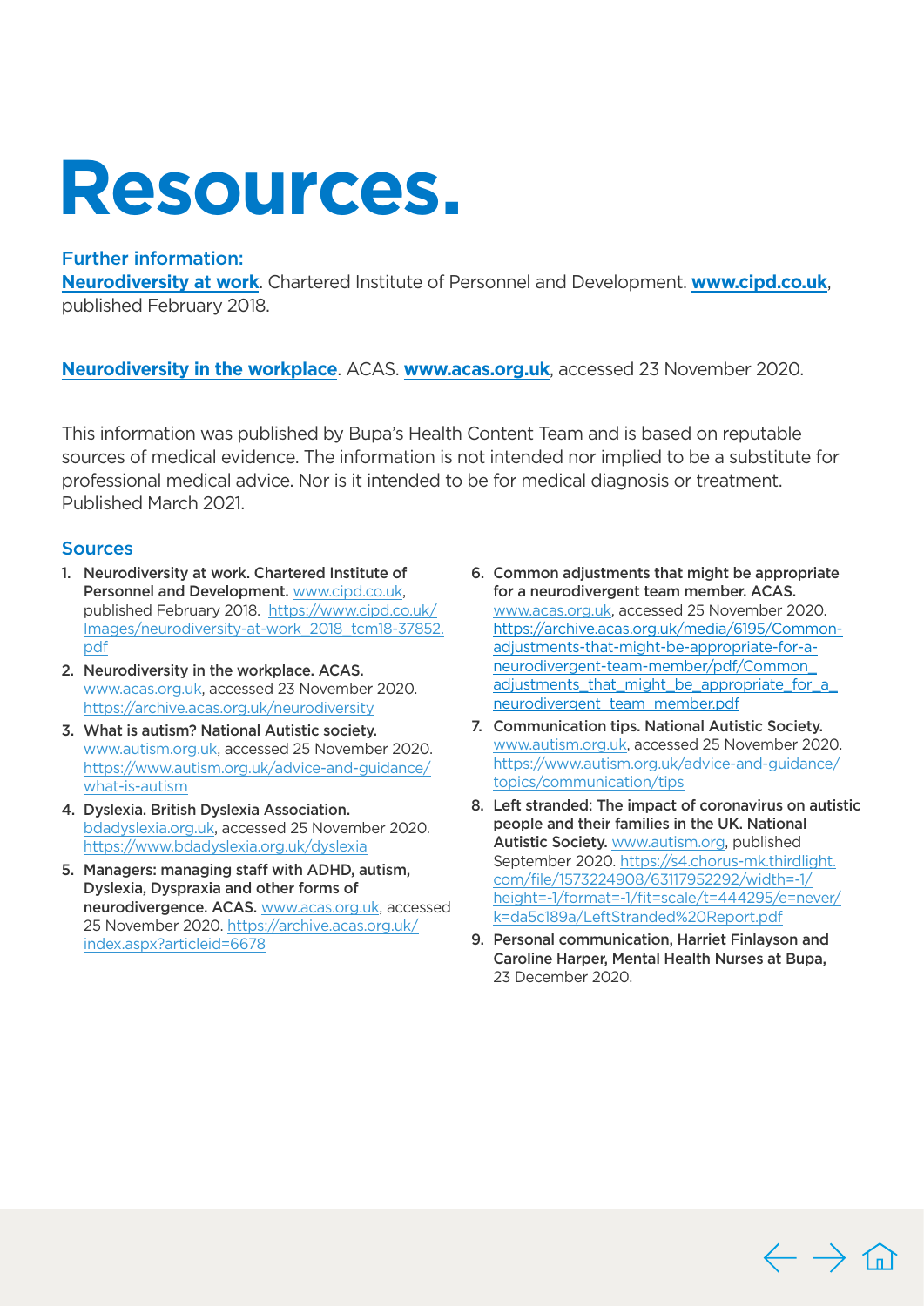# Resources.

## Further information:

**Neurodiversity at work**. Chartered Institute of Personnel and Development. **www.cipd.co.uk**, published February 2018.

**Neurodiversity in the workplace**. ACAS. **www.acas.org.uk**, accessed 23 November 2020.

This information was published by Bupa's Health Content Team and is based on reputable sources of medical evidence. The information is not intended nor implied to be a substitute for professional medical advice. Nor is it intended to be for medical diagnosis or treatment. Published March 2021.

## Sources

1. **Neurodiversity at work. Chartered Institute of Personnel and Development.** www.cipd.co.uk, published February 2018. https://www.cipd.co.uk/Images/neurodiversity-at-work_2018_tcm18-37852.pdf
2. **Neurodiversity in the workplace. ACAS.** www.acas.org.uk, accessed 23 November 2020. https://archive.acas.org.uk/neurodiversity
3. **What is autism? National Autistic society.** www.autism.org.uk, accessed 25 November 2020. https://www.autism.org.uk/advice-and-guidance/what-is-autism
4. **Dyslexia. British Dyslexia Association.** bdadyslexia.org.uk, accessed 25 November 2020. https://www.bdadyslexia.org.uk/dyslexia
5. **Managers: managing staff with ADHD, autism, Dyslexia, Dyspraxia and other forms of neurodivergence. ACAS.** www.acas.org.uk, accessed 25 November 2020. https://archive.acas.org.uk/index.aspx?articleid=6678
6. **Common adjustments that might be appropriate for a neurodivergent team member. ACAS.** www.acas.org.uk, accessed 25 November 2020. https://archive.acas.org.uk/media/6195/Common-adjustments-that-might-be-appropriate-for-a-neurodivergent-team-member/pdf/Common_adjustments_that_might_be_appropriate_for_a_neurodivergent_team_member.pdf
7. **Communication tips. National Autistic Society.** www.autism.org.uk, accessed 25 November 2020. https://www.autism.org.uk/advice-and-guidance/topics/communication/tips
8. **Left stranded: The impact of coronavirus on autistic people and their families in the UK. National Autistic Society.** www.autism.org, published September 2020. https://s4.chorus-mk.thirdlight.com/file/1573224908/63117952292/width=-1/height=-1/format=-1/fit=scale/t=444295/e=never/k=da5c189a/LeftStranded%20Report.pdf
9. **Personal communication, Harriet Finlayson and Caroline Harper, Mental Health Nurses at Bupa,** 23 December 2020.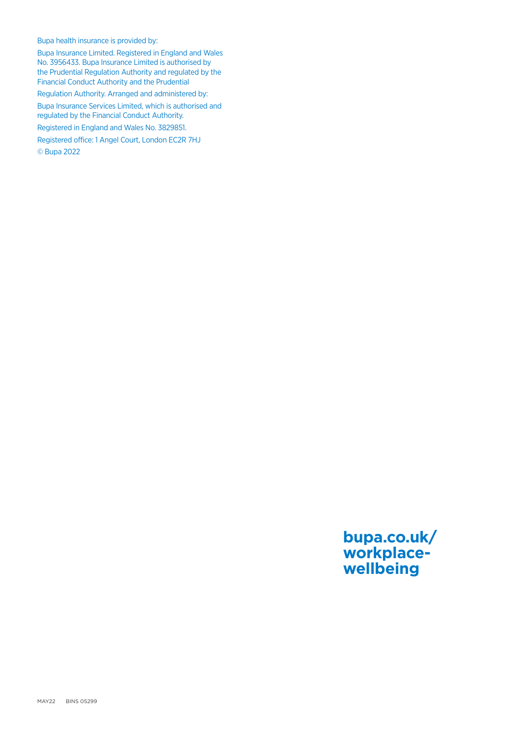Bupa health insurance is provided by:

Bupa Insurance Limited. Registered in England and Wales No. 3956433. Bupa Insurance Limited is authorised by the Prudential Regulation Authority and regulated by the Financial Conduct Authority and the Prudential

Regulation Authority. Arranged and administered by:

Bupa Insurance Services Limited, which is authorised and regulated by the Financial Conduct Authority.

Registered in England and Wales No. 3829851.

Registered office: 1 Angel Court, London EC2R 7HJ

© Bupa 2022

**bupa.co.uk/workplace-wellbeing**

MAY22 BINS 05299